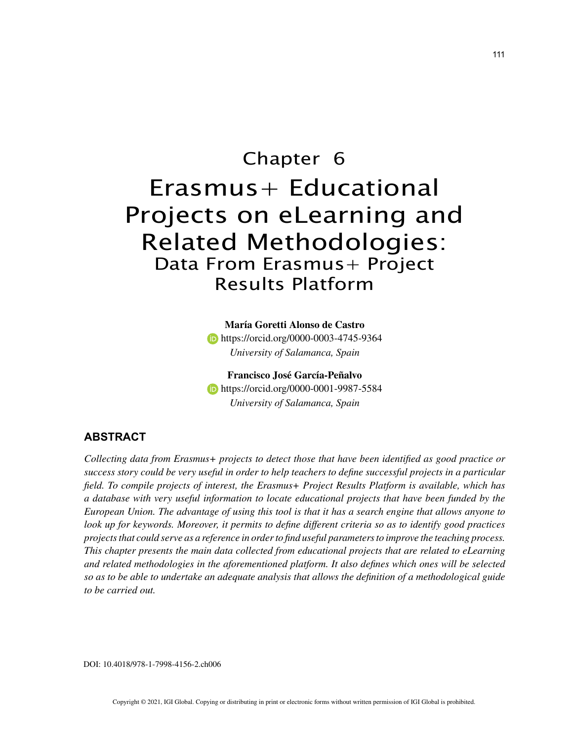# Chapter 6

# Erasmus+ Educational Projects on eLearning and Related Methodologies:

## Data From Erasmus+ Project Results Platform

**María Goretti Alonso de Castro**
https://orcid.org/0000-0003-4745-9364
*University of Salamanca, Spain*

**Francisco José García-Peñalvo**
https://orcid.org/0000-0001-9987-5584
*University of Salamanca, Spain*

## ABSTRACT

*Collecting data from Erasmus+ projects to detect those that have been identified as good practice or success story could be very useful in order to help teachers to define successful projects in a particular field. To compile projects of interest, the Erasmus+ Project Results Platform is available, which has a database with very useful information to locate educational projects that have been funded by the European Union. The advantage of using this tool is that it has a search engine that allows anyone to look up for keywords. Moreover, it permits to define different criteria so as to identify good practices projects that could serve as a reference in order to find useful parameters to improve the teaching process. This chapter presents the main data collected from educational projects that are related to eLearning and related methodologies in the aforementioned platform. It also defines which ones will be selected so as to be able to undertake an adequate analysis that allows the definition of a methodological guide to be carried out.*

DOI: 10.4018/978-1-7998-4156-2.ch006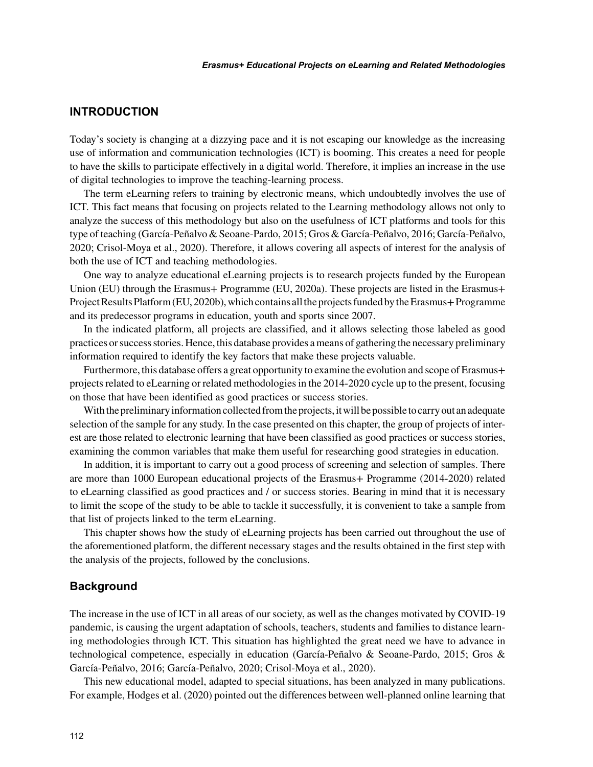## INTRODUCTION

Today's society is changing at a dizzying pace and it is not escaping our knowledge as the increasing use of information and communication technologies (ICT) is booming. This creates a need for people to have the skills to participate effectively in a digital world. Therefore, it implies an increase in the use of digital technologies to improve the teaching-learning process.

The term eLearning refers to training by electronic means, which undoubtedly involves the use of ICT. This fact means that focusing on projects related to the Learning methodology allows not only to analyze the success of this methodology but also on the usefulness of ICT platforms and tools for this type of teaching (García-Peñalvo & Seoane-Pardo, 2015; Gros & García-Peñalvo, 2016; García-Peñalvo, 2020; Crisol-Moya et al., 2020). Therefore, it allows covering all aspects of interest for the analysis of both the use of ICT and teaching methodologies.

One way to analyze educational eLearning projects is to research projects funded by the European Union (EU) through the Erasmus+ Programme (EU, 2020a). These projects are listed in the Erasmus+ Project Results Platform (EU, 2020b), which contains all the projects funded by the Erasmus+ Programme and its predecessor programs in education, youth and sports since 2007.

In the indicated platform, all projects are classified, and it allows selecting those labeled as good practices or success stories. Hence, this database provides a means of gathering the necessary preliminary information required to identify the key factors that make these projects valuable.

Furthermore, this database offers a great opportunity to examine the evolution and scope of Erasmus+ projects related to eLearning or related methodologies in the 2014-2020 cycle up to the present, focusing on those that have been identified as good practices or success stories.

With the preliminary information collected from the projects, it will be possible to carry out an adequate selection of the sample for any study. In the case presented on this chapter, the group of projects of interest are those related to electronic learning that have been classified as good practices or success stories, examining the common variables that make them useful for researching good strategies in education.

In addition, it is important to carry out a good process of screening and selection of samples. There are more than 1000 European educational projects of the Erasmus+ Programme (2014-2020) related to eLearning classified as good practices and / or success stories. Bearing in mind that it is necessary to limit the scope of the study to be able to tackle it successfully, it is convenient to take a sample from that list of projects linked to the term eLearning.

This chapter shows how the study of eLearning projects has been carried out throughout the use of the aforementioned platform, the different necessary stages and the results obtained in the first step with the analysis of the projects, followed by the conclusions.

### Background

The increase in the use of ICT in all areas of our society, as well as the changes motivated by COVID-19 pandemic, is causing the urgent adaptation of schools, teachers, students and families to distance learning methodologies through ICT. This situation has highlighted the great need we have to advance in technological competence, especially in education (García-Peñalvo & Seoane-Pardo, 2015; Gros & García-Peñalvo, 2016; García-Peñalvo, 2020; Crisol-Moya et al., 2020).

This new educational model, adapted to special situations, has been analyzed in many publications. For example, Hodges et al. (2020) pointed out the differences between well-planned online learning that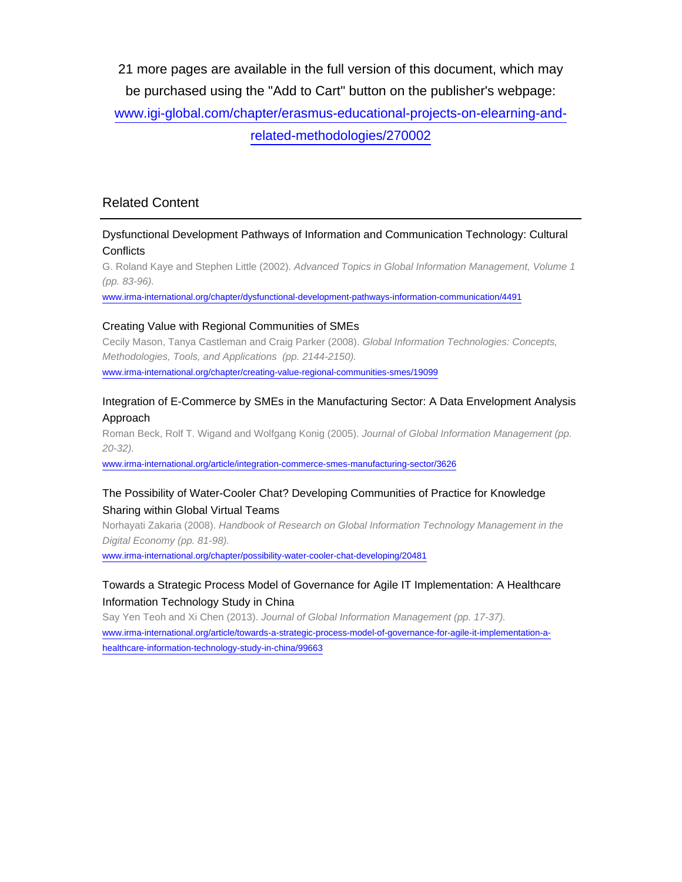21 more pages are available in the full version of this document, which may be purchased using the "Add to Cart" button on the publisher's webpage: [www.igi-global.com/chapter/erasmus-educational-projects-on-elearning-and-related-methodologies/270002](www.igi-global.com/chapter/erasmus-educational-projects-on-elearning-and-related-methodologies/270002)

## Related Content

**Dysfunctional Development Pathways of Information and Communication Technology: Cultural Conflicts**
G. Roland Kaye and Stephen Little (2002). *Advanced Topics in Global Information Management, Volume 1 (pp. 83-96).*
[www.irma-international.org/chapter/dysfunctional-development-pathways-information-communication/4491](www.irma-international.org/chapter/dysfunctional-development-pathways-information-communication/4491)

**Creating Value with Regional Communities of SMEs**
Cecily Mason, Tanya Castleman and Craig Parker (2008). *Global Information Technologies: Concepts, Methodologies, Tools, and Applications (pp. 2144-2150).*
[www.irma-international.org/chapter/creating-value-regional-communities-smes/19099](www.irma-international.org/chapter/creating-value-regional-communities-smes/19099)

**Integration of E-Commerce by SMEs in the Manufacturing Sector: A Data Envelopment Analysis Approach**
Roman Beck, Rolf T. Wigand and Wolfgang Konig (2005). *Journal of Global Information Management (pp. 20-32).*
[www.irma-international.org/article/integration-commerce-smes-manufacturing-sector/3626](www.irma-international.org/article/integration-commerce-smes-manufacturing-sector/3626)

**The Possibility of Water-Cooler Chat? Developing Communities of Practice for Knowledge Sharing within Global Virtual Teams**
Norhayati Zakaria (2008). *Handbook of Research on Global Information Technology Management in the Digital Economy (pp. 81-98).*
[www.irma-international.org/chapter/possibility-water-cooler-chat-developing/20481](www.irma-international.org/chapter/possibility-water-cooler-chat-developing/20481)

**Towards a Strategic Process Model of Governance for Agile IT Implementation: A Healthcare Information Technology Study in China**
Say Yen Teoh and Xi Chen (2013). *Journal of Global Information Management (pp. 17-37).*
[www.irma-international.org/article/towards-a-strategic-process-model-of-governance-for-agile-it-implementation-a-healthcare-information-technology-study-in-china/99663](www.irma-international.org/article/towards-a-strategic-process-model-of-governance-for-agile-it-implementation-a-healthcare-information-technology-study-in-china/99663)